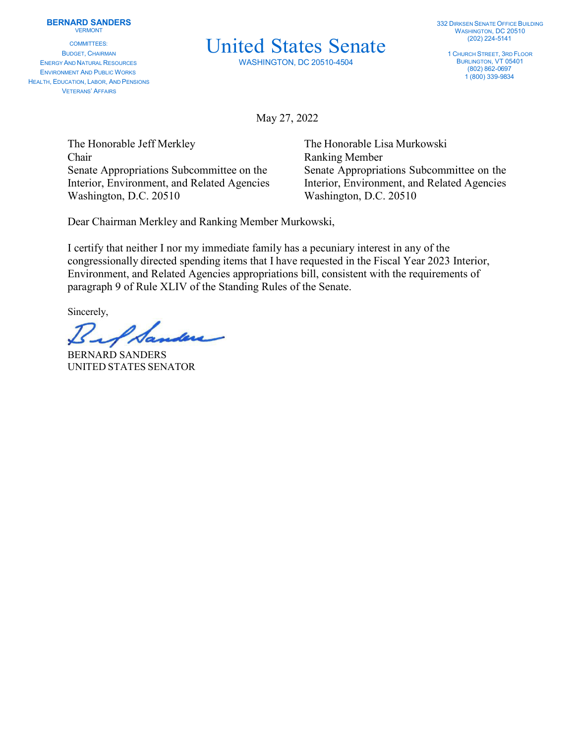**BERNARD SANDERS**
VERMONT

COMMITTEES:
BUDGET, CHAIRMAN
ENERGY AND NATURAL RESOURCES
ENVIRONMENT AND PUBLIC WORKS
HEALTH, EDUCATION, LABOR, AND PENSIONS
VETERANS' AFFAIRS

# United States Senate

WASHINGTON, DC 20510-4504

332 DIRKSEN SENATE OFFICE BUILDING
WASHINGTON, DC 20510
(202) 224-5141

1 CHURCH STREET, 3RD FLOOR
BURLINGTON, VT 05401
(802) 862-0697
1 (800) 339-9834

May 27, 2022

The Honorable Jeff Merkley
Chair
Senate Appropriations Subcommittee on the Interior, Environment, and Related Agencies
Washington, D.C. 20510

The Honorable Lisa Murkowski
Ranking Member
Senate Appropriations Subcommittee on the Interior, Environment, and Related Agencies
Washington, D.C. 20510

Dear Chairman Merkley and Ranking Member Murkowski,

I certify that neither I nor my immediate family has a pecuniary interest in any of the congressionally directed spending items that I have requested in the Fiscal Year 2023 Interior, Environment, and Related Agencies appropriations bill, consistent with the requirements of paragraph 9 of Rule XLIV of the Standing Rules of the Senate.

Sincerely,

BERNARD SANDERS
UNITED STATES SENATOR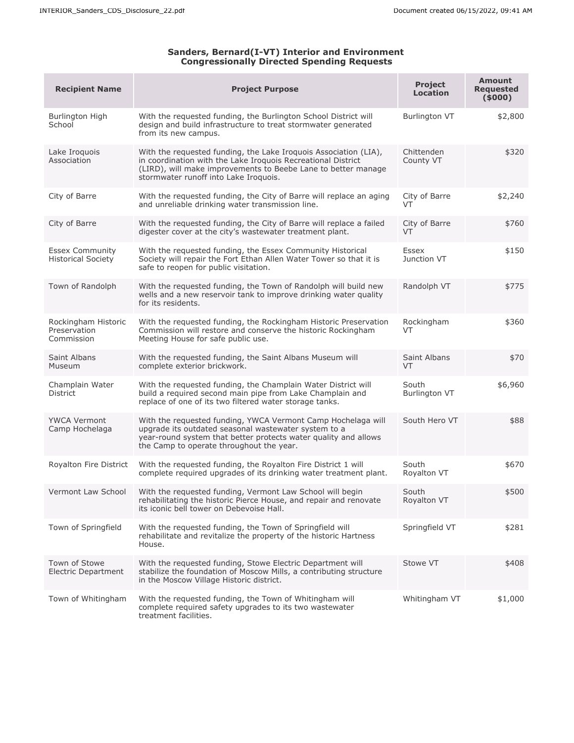**Sanders, Bernard(I-VT) Interior and Environment Congressionally Directed Spending Requests**

| Recipient Name | Project Purpose | Project Location | Amount Requested ($000) |
|---|---|---|---|
| Burlington High School | With the requested funding, the Burlington School District will design and build infrastructure to treat stormwater generated from its new campus. | Burlington VT | $2,800 |
| Lake Iroquois Association | With the requested funding, the Lake Iroquois Association (LIA), in coordination with the Lake Iroquois Recreational District (LIRD), will make improvements to Beebe Lane to better manage stormwater runoff into Lake Iroquois. | Chittenden County VT | $320 |
| City of Barre | With the requested funding, the City of Barre will replace an aging and unreliable drinking water transmission line. | City of Barre VT | $2,240 |
| City of Barre | With the requested funding, the City of Barre will replace a failed digester cover at the city's wastewater treatment plant. | City of Barre VT | $760 |
| Essex Community Historical Society | With the requested funding, the Essex Community Historical Society will repair the Fort Ethan Allen Water Tower so that it is safe to reopen for public visitation. | Essex Junction VT | $150 |
| Town of Randolph | With the requested funding, the Town of Randolph will build new wells and a new reservoir tank to improve drinking water quality for its residents. | Randolph VT | $775 |
| Rockingham Historic Preservation Commission | With the requested funding, the Rockingham Historic Preservation Commission will restore and conserve the historic Rockingham Meeting House for safe public use. | Rockingham VT | $360 |
| Saint Albans Museum | With the requested funding, the Saint Albans Museum will complete exterior brickwork. | Saint Albans VT | $70 |
| Champlain Water District | With the requested funding, the Champlain Water District will build a required second main pipe from Lake Champlain and replace of one of its two filtered water storage tanks. | South Burlington VT | $6,960 |
| YWCA Vermont Camp Hochelaga | With the requested funding, YWCA Vermont Camp Hochelaga will upgrade its outdated seasonal wastewater system to a year-round system that better protects water quality and allows the Camp to operate throughout the year. | South Hero VT | $88 |
| Royalton Fire District | With the requested funding, the Royalton Fire District 1 will complete required upgrades of its drinking water treatment plant. | South Royalton VT | $670 |
| Vermont Law School | With the requested funding, Vermont Law School will begin rehabilitating the historic Pierce House, and repair and renovate its iconic bell tower on Debevoise Hall. | South Royalton VT | $500 |
| Town of Springfield | With the requested funding, the Town of Springfield will rehabilitate and revitalize the property of the historic Hartness House. | Springfield VT | $281 |
| Town of Stowe Electric Department | With the requested funding, Stowe Electric Department will stabilize the foundation of Moscow Mills, a contributing structure in the Moscow Village Historic district. | Stowe VT | $408 |
| Town of Whitingham | With the requested funding, the Town of Whitingham will complete required safety upgrades to its two wastewater treatment facilities. | Whitingham VT | $1,000 |